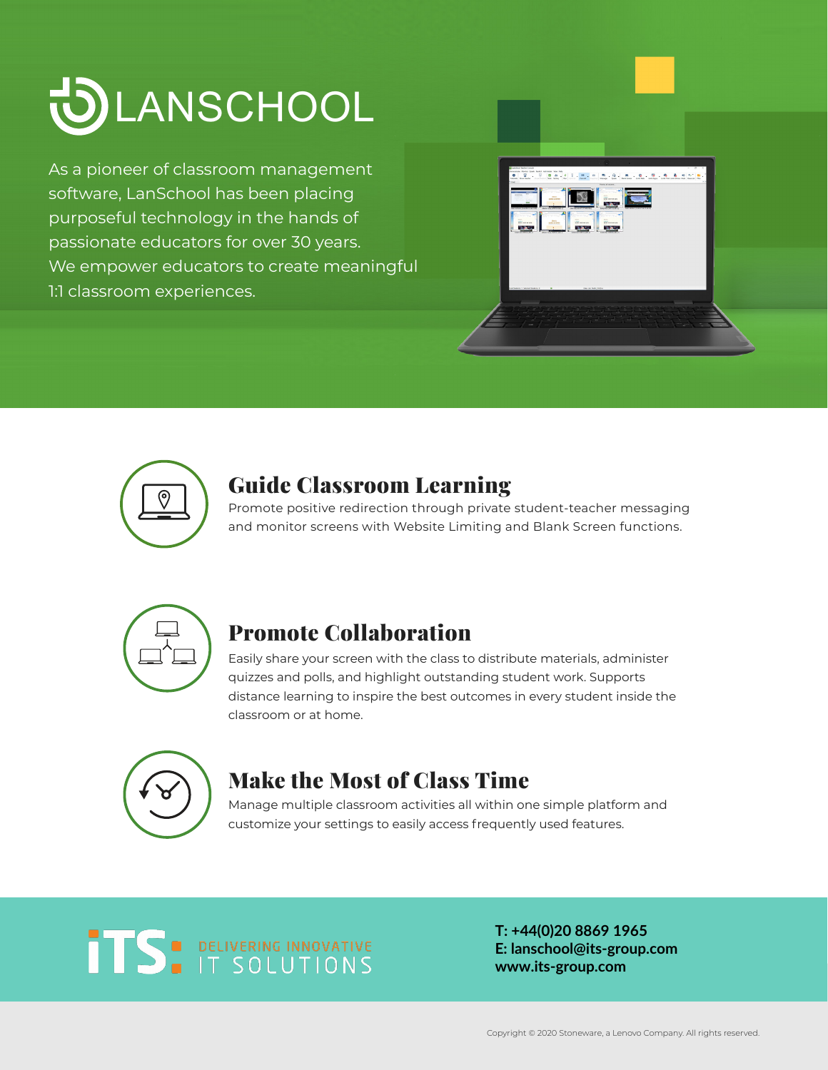# LANSCHOOL

As a pioneer of classroom management software, LanSchool has been placing purposeful technology in the hands of passionate educators for over 30 years. We empower educators to create meaningful 1:1 classroom experiences.

## Guide Classroom Learning

Promote positive redirection through private student-teacher messaging and monitor screens with Website Limiting and Blank Screen functions.

## Promote Collaboration

Easily share your screen with the class to distribute materials, administer quizzes and polls, and highlight outstanding student work. Supports distance learning to inspire the best outcomes in every student inside the classroom or at home.

## Make the Most of Class Time

Manage multiple classroom activities all within one simple platform and customize your settings to easily access frequently used features.

iTS: DELIVERING INNOVATIVE IT SOLUTIONS

**T: +44(0)20 8869 1965**
**E: lanschool@its-group.com**
**www.its-group.com**

Copyright © 2020 Stoneware, a Lenovo Company. All rights reserved.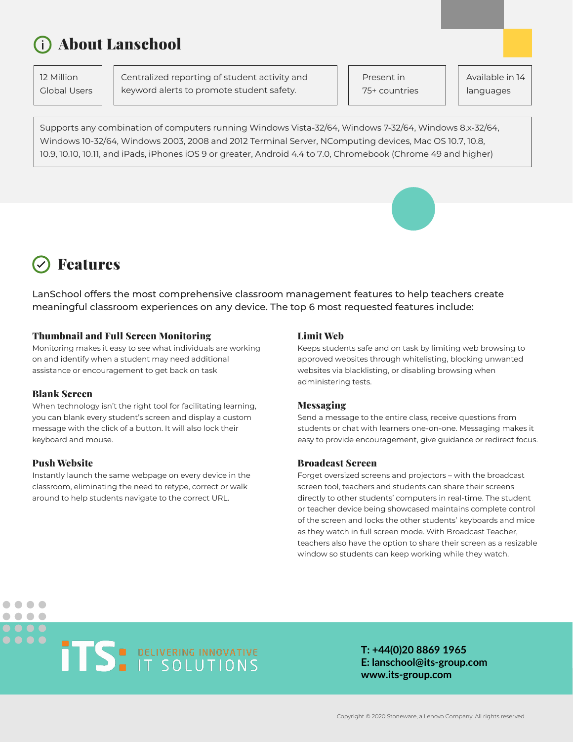## About Lanschool

12 Million Global Users

Centralized reporting of student activity and keyword alerts to promote student safety.

Present in 75+ countries

Available in 14 languages

Supports any combination of computers running Windows Vista-32/64, Windows 7-32/64, Windows 8.x-32/64, Windows 10-32/64, Windows 2003, 2008 and 2012 Terminal Server, NComputing devices, Mac OS 10.7, 10.8, 10.9, 10.10, 10.11, and iPads, iPhones iOS 9 or greater, Android 4.4 to 7.0, Chromebook (Chrome 49 and higher)

## Features

LanSchool offers the most comprehensive classroom management features to help teachers create meaningful classroom experiences on any device. The top 6 most requested features include:

### Thumbnail and Full Screen Monitoring

Monitoring makes it easy to see what individuals are working on and identify when a student may need additional assistance or encouragement to get back on task

### Blank Screen

When technology isn't the right tool for facilitating learning, you can blank every student's screen and display a custom message with the click of a button. It will also lock their keyboard and mouse.

### Push Website

Instantly launch the same webpage on every device in the classroom, eliminating the need to retype, correct or walk around to help students navigate to the correct URL.

### Limit Web

Keeps students safe and on task by limiting web browsing to approved websites through whitelisting, blocking unwanted websites via blacklisting, or disabling browsing when administering tests.

### Messaging

Send a message to the entire class, receive questions from students or chat with learners one-on-one. Messaging makes it easy to provide encouragement, give guidance or redirect focus.

### Broadcast Screen

Forget oversized screens and projectors – with the broadcast screen tool, teachers and students can share their screens directly to other students' computers in real-time. The student or teacher device being showcased maintains complete control of the screen and locks the other students' keyboards and mice as they watch in full screen mode. With Broadcast Teacher, teachers also have the option to share their screen as a resizable window so students can keep working while they watch.

iTS DELIVERING INNOVATIVE IT SOLUTIONS

**T: +44(0)20 8869 1965**
**E: lanschool@its-group.com**
**www.its-group.com**

Copyright © 2020 Stoneware, a Lenovo Company. All rights reserved.